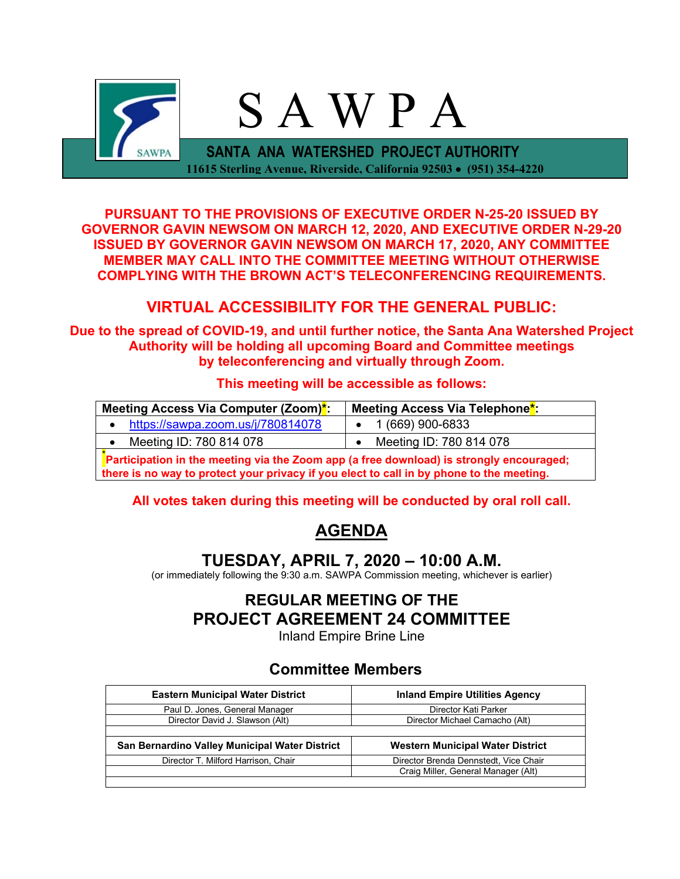# SAWPA

**SANTA ANA WATERSHED PROJECT AUTHORITY**

**11615 Sterling Avenue, Riverside, California 92503 • (951) 354-4220**

**PURSUANT TO THE PROVISIONS OF EXECUTIVE ORDER N-25-20 ISSUED BY GOVERNOR GAVIN NEWSOM ON MARCH 12, 2020, AND EXECUTIVE ORDER N-29-20 ISSUED BY GOVERNOR GAVIN NEWSOM ON MARCH 17, 2020, ANY COMMITTEE MEMBER MAY CALL INTO THE COMMITTEE MEETING WITHOUT OTHERWISE COMPLYING WITH THE BROWN ACT'S TELECONFERENCING REQUIREMENTS.**

## VIRTUAL ACCESSIBILITY FOR THE GENERAL PUBLIC:

**Due to the spread of COVID-19, and until further notice, the Santa Ana Watershed Project Authority will be holding all upcoming Board and Committee meetings by teleconferencing and virtually through Zoom.**

**This meeting will be accessible as follows:**

| Meeting Access Via Computer (Zoom)*: | Meeting Access Via Telephone*: |
|---|---|
| • https://sawpa.zoom.us/j/780814078 | • 1 (669) 900-6833 |
| • Meeting ID: 780 814 078 | • Meeting ID: 780 814 078 |
| *Participation in the meeting via the Zoom app (a free download) is strongly encouraged; there is no way to protect your privacy if you elect to call in by phone to the meeting. | |

**All votes taken during this meeting will be conducted by oral roll call.**

## AGENDA

## TUESDAY, APRIL 7, 2020 – 10:00 A.M.

(or immediately following the 9:30 a.m. SAWPA Commission meeting, whichever is earlier)

## REGULAR MEETING OF THE PROJECT AGREEMENT 24 COMMITTEE

Inland Empire Brine Line

### Committee Members

| Eastern Municipal Water District | Inland Empire Utilities Agency |
|---|---|
| Paul D. Jones, General Manager | Director Kati Parker |
| Director David J. Slawson (Alt) | Director Michael Camacho (Alt) |
| **San Bernardino Valley Municipal Water District** | **Western Municipal Water District** |
| Director T. Milford Harrison, Chair | Director Brenda Dennstedt, Vice Chair |
| | Craig Miller, General Manager (Alt) |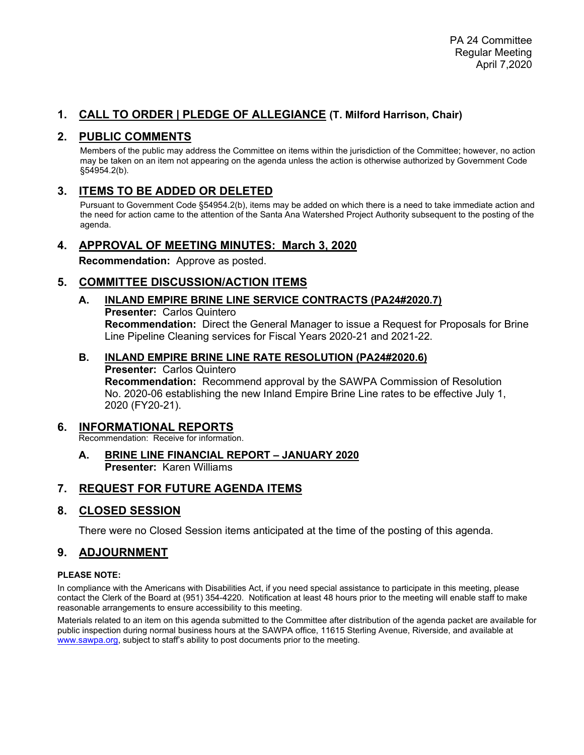PA 24 Committee
Regular Meeting
April 7,2020

## 1. CALL TO ORDER | PLEDGE OF ALLEGIANCE (T. Milford Harrison, Chair)

## 2. PUBLIC COMMENTS

Members of the public may address the Committee on items within the jurisdiction of the Committee; however, no action may be taken on an item not appearing on the agenda unless the action is otherwise authorized by Government Code §54954.2(b).

## 3. ITEMS TO BE ADDED OR DELETED

Pursuant to Government Code §54954.2(b), items may be added on which there is a need to take immediate action and the need for action came to the attention of the Santa Ana Watershed Project Authority subsequent to the posting of the agenda.

## 4. APPROVAL OF MEETING MINUTES: March 3, 2020

**Recommendation:** Approve as posted.

## 5. COMMITTEE DISCUSSION/ACTION ITEMS

### A. INLAND EMPIRE BRINE LINE SERVICE CONTRACTS (PA24#2020.7)

**Presenter:** Carlos Quintero
**Recommendation:** Direct the General Manager to issue a Request for Proposals for Brine Line Pipeline Cleaning services for Fiscal Years 2020-21 and 2021-22.

### B. INLAND EMPIRE BRINE LINE RATE RESOLUTION (PA24#2020.6)

**Presenter:** Carlos Quintero
**Recommendation:** Recommend approval by the SAWPA Commission of Resolution No. 2020-06 establishing the new Inland Empire Brine Line rates to be effective July 1, 2020 (FY20-21).

## 6. INFORMATIONAL REPORTS

Recommendation: Receive for information.

### A. BRINE LINE FINANCIAL REPORT – JANUARY 2020

**Presenter:** Karen Williams

## 7. REQUEST FOR FUTURE AGENDA ITEMS

## 8. CLOSED SESSION

There were no Closed Session items anticipated at the time of the posting of this agenda.

## 9. ADJOURNMENT

**PLEASE NOTE:**

In compliance with the Americans with Disabilities Act, if you need special assistance to participate in this meeting, please contact the Clerk of the Board at (951) 354-4220. Notification at least 48 hours prior to the meeting will enable staff to make reasonable arrangements to ensure accessibility to this meeting.

Materials related to an item on this agenda submitted to the Committee after distribution of the agenda packet are available for public inspection during normal business hours at the SAWPA office, 11615 Sterling Avenue, Riverside, and available at www.sawpa.org, subject to staff's ability to post documents prior to the meeting.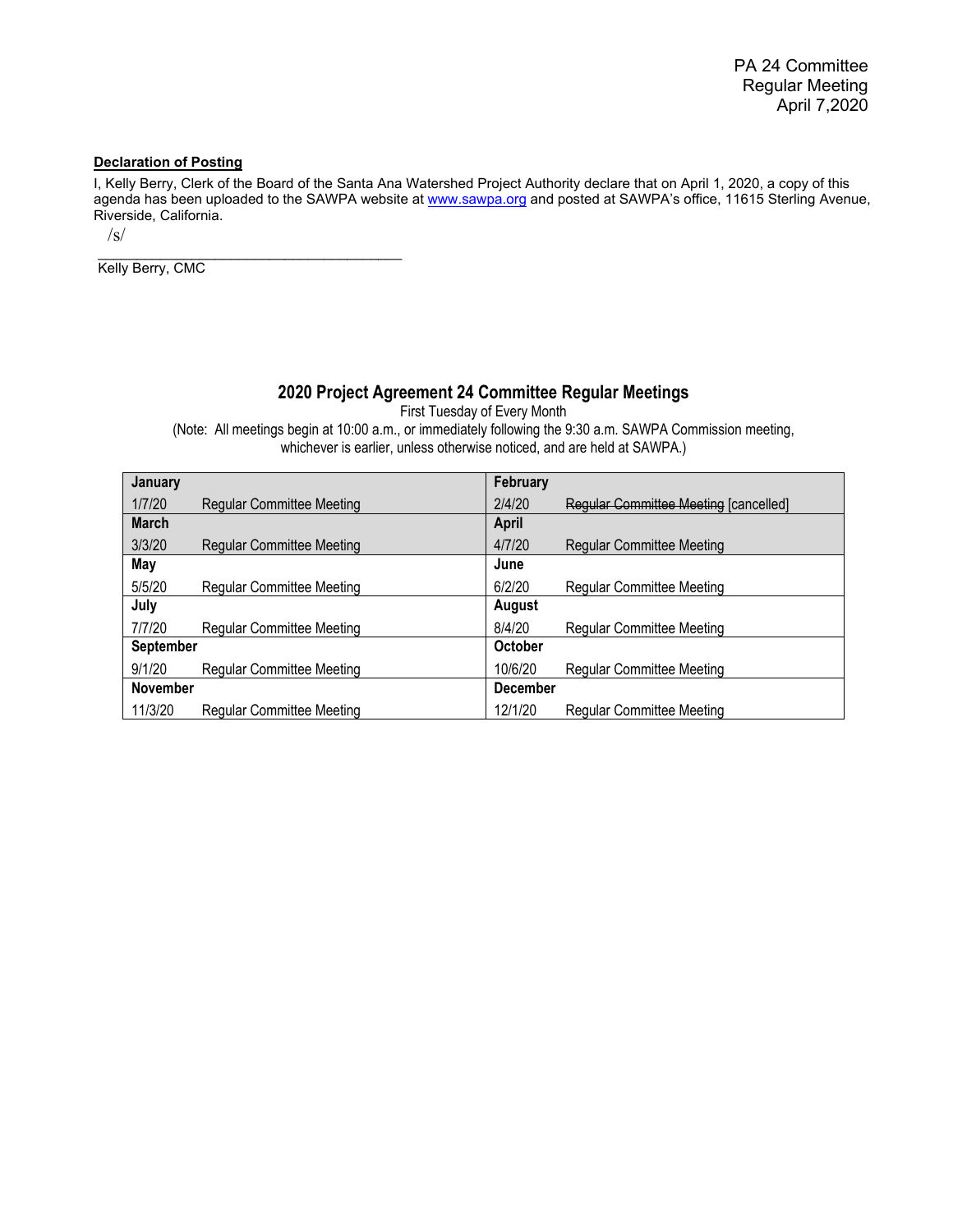PA 24 Committee
Regular Meeting
April 7,2020

**Declaration of Posting**

I, Kelly Berry, Clerk of the Board of the Santa Ana Watershed Project Authority declare that on April 1, 2020, a copy of this agenda has been uploaded to the SAWPA website at www.sawpa.org and posted at SAWPA's office, 11615 Sterling Avenue, Riverside, California.

/s/

\_\_\_\_\_\_\_\_\_\_\_\_\_\_\_\_\_\_\_\_\_\_\_\_\_\_\_\_\_\_\_\_\_\_\_\_\_\_\_\_
Kelly Berry, CMC

## 2020 Project Agreement 24 Committee Regular Meetings

First Tuesday of Every Month

(Note: All meetings begin at 10:00 a.m., or immediately following the 9:30 a.m. SAWPA Commission meeting, whichever is earlier, unless otherwise noticed, and are held at SAWPA.)

| | | | |
|---|---|---|---|
| **January** | | **February** | |
| 1/7/20 | Regular Committee Meeting | 2/4/20 | ~~Regular Committee Meeting~~ [cancelled] |
| **March** | | **April** | |
| 3/3/20 | Regular Committee Meeting | 4/7/20 | Regular Committee Meeting |
| **May** | | **June** | |
| 5/5/20 | Regular Committee Meeting | 6/2/20 | Regular Committee Meeting |
| **July** | | **August** | |
| 7/7/20 | Regular Committee Meeting | 8/4/20 | Regular Committee Meeting |
| **September** | | **October** | |
| 9/1/20 | Regular Committee Meeting | 10/6/20 | Regular Committee Meeting |
| **November** | | **December** | |
| 11/3/20 | Regular Committee Meeting | 12/1/20 | Regular Committee Meeting |